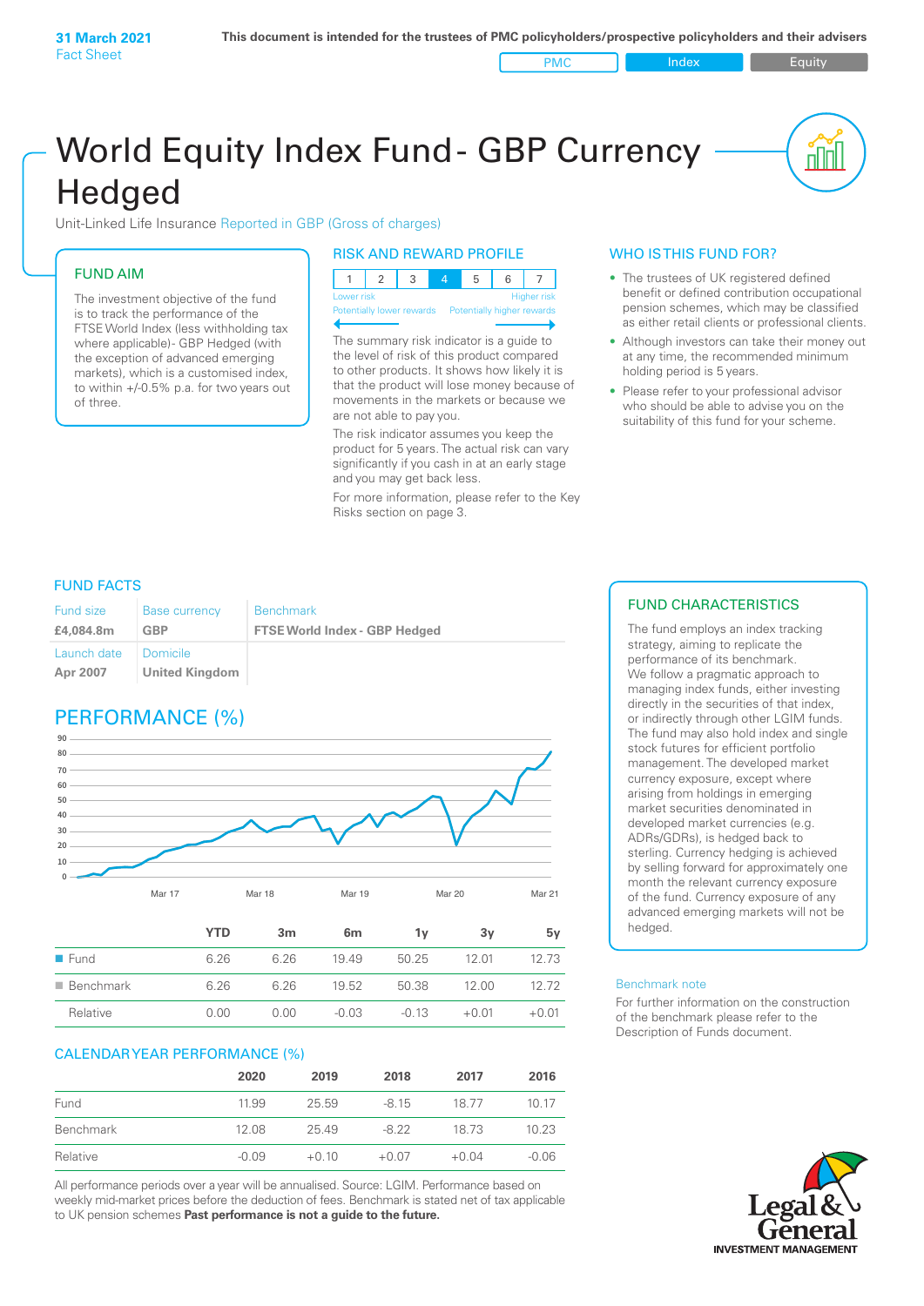**31 March 2021**
Fact Sheet

**This document is intended for the trustees of PMC policyholders/prospective policyholders and their advisers**

PMC | Index | Equity

# World Equity Index Fund - GBP Currency Hedged

Unit-Linked Life Insurance Reported in GBP (Gross of charges)

## FUND AIM

The investment objective of the fund is to track the performance of the FTSE World Index (less withholding tax where applicable)- GBP Hedged (with the exception of advanced emerging markets), which is a customised index, to within +/-0.5% p.a. for two years out of three.

## RISK AND REWARD PROFILE

| 1 | 2 | 3 | **4** | 5 | 6 | 7 |
|---|---|---|---|---|---|---|

Lower risk — Potentially lower rewards | Higher risk — Potentially higher rewards

The summary risk indicator is a guide to the level of risk of this product compared to other products. It shows how likely it is that the product will lose money because of movements in the markets or because we are not able to pay you.

The risk indicator assumes you keep the product for 5 years. The actual risk can vary significantly if you cash in at an early stage and you may get back less.

For more information, please refer to the Key Risks section on page 3.

## WHO IS THIS FUND FOR?

- The trustees of UK registered defined benefit or defined contribution occupational pension schemes, which may be classified as either retail clients or professional clients.
- Although investors can take their money out at any time, the recommended minimum holding period is 5 years.
- Please refer to your professional advisor who should be able to advise you on the suitability of this fund for your scheme.

## FUND FACTS

| Fund size | Base currency | Benchmark |
|---|---|---|
| **£4,084.8m** | **GBP** | **FTSE World Index - GBP Hedged** |
| Launch date | Domicile | |
| **Apr 2007** | **United Kingdom** | |

## PERFORMANCE (%)

| | YTD | 3m | 6m | 1y | 3y | 5y |
|---|---|---|---|---|---|---|
| Fund | 6.26 | 6.26 | 19.49 | 50.25 | 12.01 | 12.73 |
| Benchmark | 6.26 | 6.26 | 19.52 | 50.38 | 12.00 | 12.72 |
| Relative | 0.00 | 0.00 | -0.03 | -0.13 | +0.01 | +0.01 |

## CALENDAR YEAR PERFORMANCE (%)

| | 2020 | 2019 | 2018 | 2017 | 2016 |
|---|---|---|---|---|---|
| Fund | 11.99 | 25.59 | -8.15 | 18.77 | 10.17 |
| Benchmark | 12.08 | 25.49 | -8.22 | 18.73 | 10.23 |
| Relative | -0.09 | +0.10 | +0.07 | +0.04 | -0.06 |

All performance periods over a year will be annualised. Source: LGIM. Performance based on weekly mid-market prices before the deduction of fees. Benchmark is stated net of tax applicable to UK pension schemes **Past performance is not a guide to the future.**

## FUND CHARACTERISTICS

The fund employs an index tracking strategy, aiming to replicate the performance of its benchmark. We follow a pragmatic approach to managing index funds, either investing directly in the securities of that index, or indirectly through other LGIM funds. The fund may also hold index and single stock futures for efficient portfolio management. The developed market currency exposure, except where arising from holdings in emerging market securities denominated in developed market currencies (e.g. ADRs/GDRs), is hedged back to sterling. Currency hedging is achieved by selling forward for approximately one month the relevant currency exposure of the fund. Currency exposure of any advanced emerging markets will not be hedged.

### Benchmark note

For further information on the construction of the benchmark please refer to the Description of Funds document.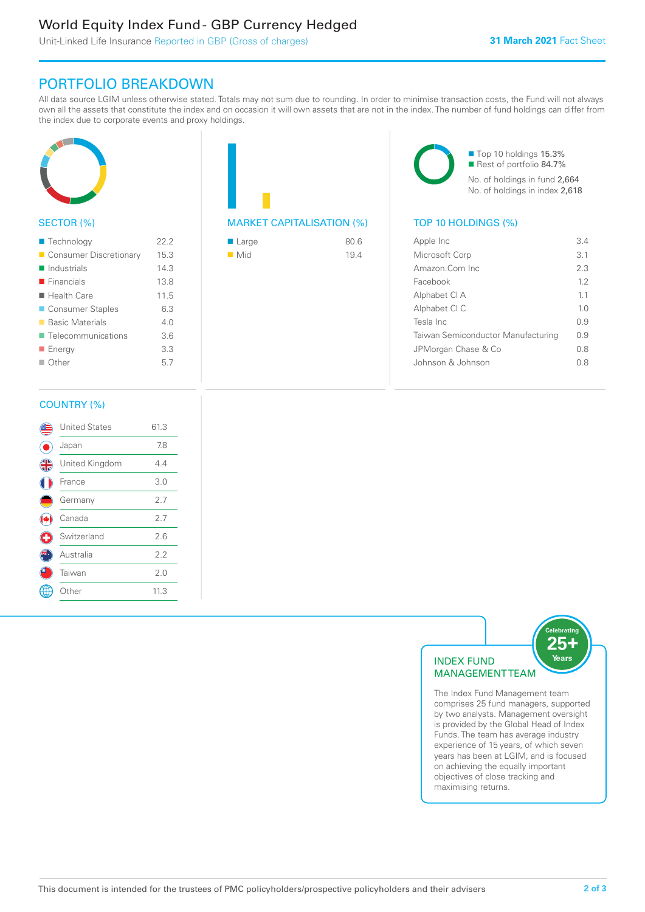# PORTFOLIO BREAKDOWN

All data source LGIM unless otherwise stated. Totals may not sum due to rounding. In order to minimise transaction costs, the Fund will not always own all the assets that constitute the index and on occasion it will own assets that are not in the index. The number of fund holdings can differ from the index due to corporate events and proxy holdings.

## SECTOR (%)

| Sector | % |
|---|---|
| Technology | 22.2 |
| Consumer Discretionary | 15.3 |
| Industrials | 14.3 |
| Financials | 13.8 |
| Health Care | 11.5 |
| Consumer Staples | 6.3 |
| Basic Materials | 4.0 |
| Telecommunications | 3.6 |
| Energy | 3.3 |
| Other | 5.7 |

## MARKET CAPITALISATION (%)

| Market Cap | % |
|---|---|
| Large | 80.6 |
| Mid | 19.4 |

- Top 10 holdings 15.3%
- Rest of portfolio 84.7%

No. of holdings in fund 2,664
No. of holdings in index 2,618

## TOP 10 HOLDINGS (%)

| Holding | % |
|---|---|
| Apple Inc | 3.4 |
| Microsoft Corp | 3.1 |
| Amazon.Com Inc | 2.3 |
| Facebook | 1.2 |
| Alphabet Cl A | 1.1 |
| Alphabet Cl C | 1.0 |
| Tesla Inc | 0.9 |
| Taiwan Semiconductor Manufacturing | 0.9 |
| JPMorgan Chase & Co | 0.8 |
| Johnson & Johnson | 0.8 |

## COUNTRY (%)

| Country | % |
|---|---|
| United States | 61.3 |
| Japan | 7.8 |
| United Kingdom | 4.4 |
| France | 3.0 |
| Germany | 2.7 |
| Canada | 2.7 |
| Switzerland | 2.6 |
| Australia | 2.2 |
| Taiwan | 2.0 |
| Other | 11.3 |

## INDEX FUND MANAGEMENT TEAM

Celebrating 25+ Years

The Index Fund Management team comprises 25 fund managers, supported by two analysts. Management oversight is provided by the Global Head of Index Funds. The team has average industry experience of 15 years, of which seven years has been at LGIM, and is focused on achieving the equally important objectives of close tracking and maximising returns.

This document is intended for the trustees of PMC policyholders/prospective policyholders and their advisers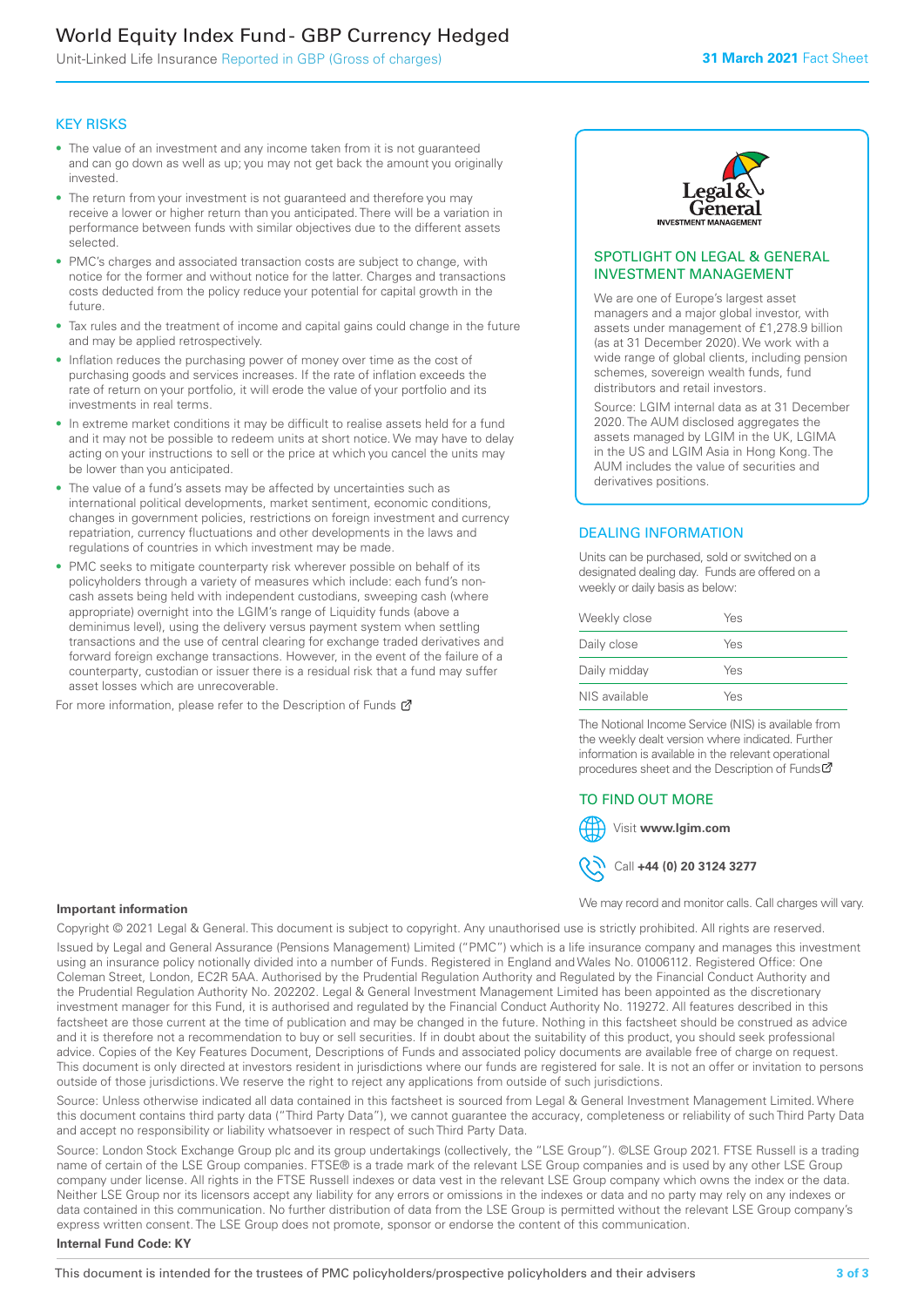# World Equity Index Fund - GBP Currency Hedged

Unit-Linked Life Insurance Reported in GBP (Gross of charges)

**31 March 2021** Fact Sheet

## KEY RISKS

- The value of an investment and any income taken from it is not guaranteed and can go down as well as up; you may not get back the amount you originally invested.
- The return from your investment is not guaranteed and therefore you may receive a lower or higher return than you anticipated. There will be a variation in performance between funds with similar objectives due to the different assets selected.
- PMC's charges and associated transaction costs are subject to change, with notice for the former and without notice for the latter. Charges and transactions costs deducted from the policy reduce your potential for capital growth in the future.
- Tax rules and the treatment of income and capital gains could change in the future and may be applied retrospectively.
- Inflation reduces the purchasing power of money over time as the cost of purchasing goods and services increases. If the rate of inflation exceeds the rate of return on your portfolio, it will erode the value of your portfolio and its investments in real terms.
- In extreme market conditions it may be difficult to realise assets held for a fund and it may not be possible to redeem units at short notice. We may have to delay acting on your instructions to sell or the price at which you cancel the units may be lower than you anticipated.
- The value of a fund's assets may be affected by uncertainties such as international political developments, market sentiment, economic conditions, changes in government policies, restrictions on foreign investment and currency repatriation, currency fluctuations and other developments in the laws and regulations of countries in which investment may be made.
- PMC seeks to mitigate counterparty risk wherever possible on behalf of its policyholders through a variety of measures which include: each fund's non-cash assets being held with independent custodians, sweeping cash (where appropriate) overnight into the LGIM's range of Liquidity funds (above a deminimus level), using the delivery versus payment system when settling transactions and the use of central clearing for exchange traded derivatives and forward foreign exchange transactions. However, in the event of the failure of a counterparty, custodian or issuer there is a residual risk that a fund may suffer asset losses which are unrecoverable.

For more information, please refer to the Description of Funds

## SPOTLIGHT ON LEGAL & GENERAL INVESTMENT MANAGEMENT

We are one of Europe's largest asset managers and a major global investor, with assets under management of £1,278.9 billion (as at 31 December 2020). We work with a wide range of global clients, including pension schemes, sovereign wealth funds, fund distributors and retail investors.

Source: LGIM internal data as at 31 December 2020. The AUM disclosed aggregates the assets managed by LGIM in the UK, LGIMA in the US and LGIM Asia in Hong Kong. The AUM includes the value of securities and derivatives positions.

## DEALING INFORMATION

Units can be purchased, sold or switched on a designated dealing day. Funds are offered on a weekly or daily basis as below:

| | |
|---|---|
| Weekly close | Yes |
| Daily close | Yes |
| Daily midday | Yes |
| NIS available | Yes |

The Notional Income Service (NIS) is available from the weekly dealt version where indicated. Further information is available in the relevant operational procedures sheet and the Description of Funds

## TO FIND OUT MORE

Visit **www.lgim.com**

Call **+44 (0) 20 3124 3277**

We may record and monitor calls. Call charges will vary.

**Important information**

Copyright © 2021 Legal & General. This document is subject to copyright. Any unauthorised use is strictly prohibited. All rights are reserved.

Issued by Legal and General Assurance (Pensions Management) Limited ("PMC") which is a life insurance company and manages this investment using an insurance policy notionally divided into a number of Funds. Registered in England and Wales No. 01006112. Registered Office: One Coleman Street, London, EC2R 5AA. Authorised by the Prudential Regulation Authority and Regulated by the Financial Conduct Authority and the Prudential Regulation Authority No. 202202. Legal & General Investment Management Limited has been appointed as the discretionary investment manager for this Fund, it is authorised and regulated by the Financial Conduct Authority No. 119272. All features described in this factsheet are those current at the time of publication and may be changed in the future. Nothing in this factsheet should be construed as advice and it is therefore not a recommendation to buy or sell securities. If in doubt about the suitability of this product, you should seek professional advice. Copies of the Key Features Document, Descriptions of Funds and associated policy documents are available free of charge on request. This document is only directed at investors resident in jurisdictions where our funds are registered for sale. It is not an offer or invitation to persons outside of those jurisdictions. We reserve the right to reject any applications from outside of such jurisdictions.

Source: Unless otherwise indicated all data contained in this factsheet is sourced from Legal & General Investment Management Limited. Where this document contains third party data ("Third Party Data"), we cannot guarantee the accuracy, completeness or reliability of such Third Party Data and accept no responsibility or liability whatsoever in respect of such Third Party Data.

Source: London Stock Exchange Group plc and its group undertakings (collectively, the "LSE Group"). ©LSE Group 2021. FTSE Russell is a trading name of certain of the LSE Group companies. FTSE® is a trade mark of the relevant LSE Group companies and is used by any other LSE Group company under license. All rights in the FTSE Russell indexes or data vest in the relevant LSE Group company which owns the index or the data. Neither LSE Group nor its licensors accept any liability for any errors or omissions in the indexes or data and no party may rely on any indexes or data contained in this communication. No further distribution of data from the LSE Group is permitted without the relevant LSE Group company's express written consent. The LSE Group does not promote, sponsor or endorse the content of this communication.

**Internal Fund Code: KY**

This document is intended for the trustees of PMC policyholders/prospective policyholders and their advisers